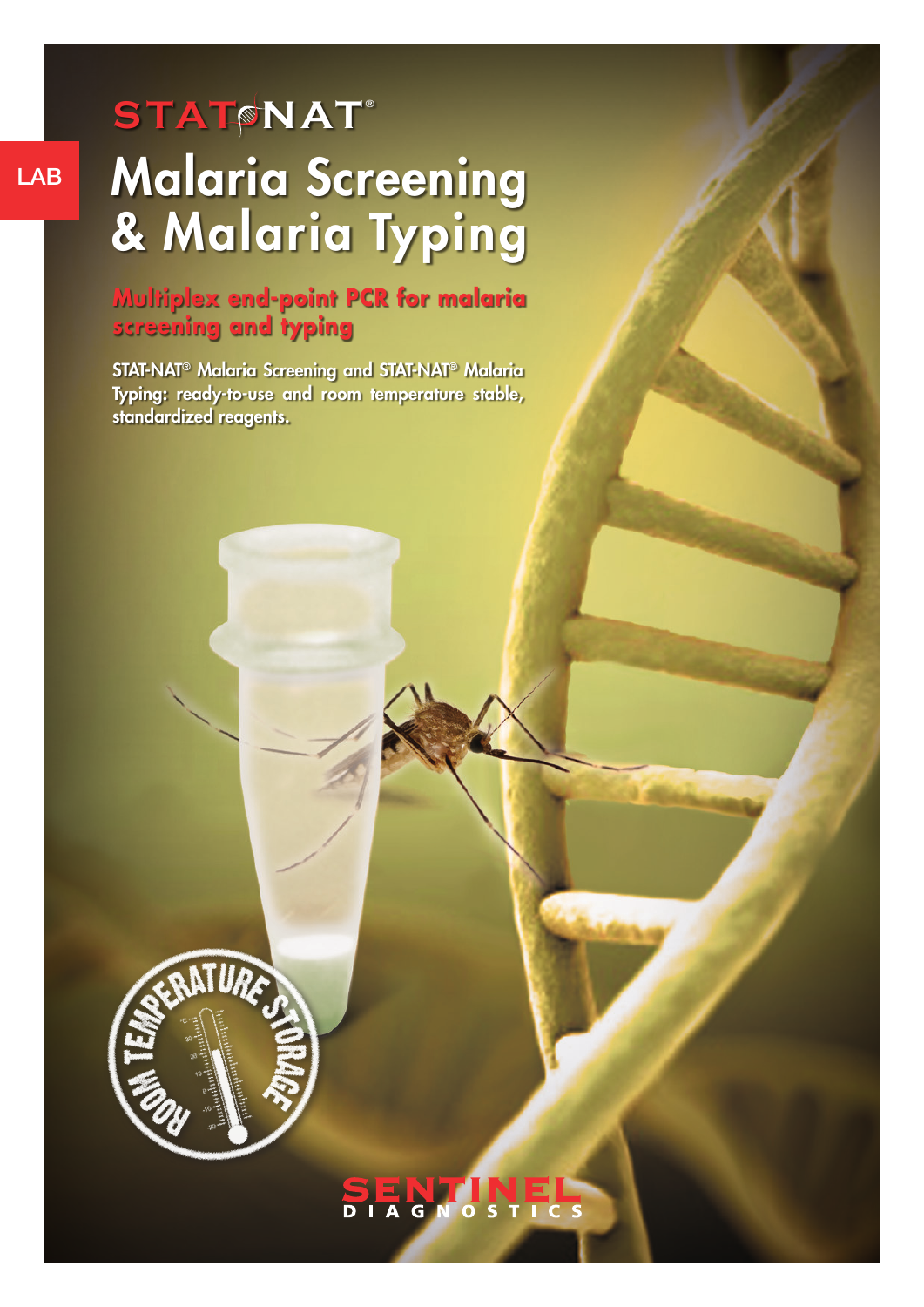LAB

STAT-NAT®

# Malaria Screening & Malaria Typing

## Multiplex end-point PCR for malaria screening and typing

STAT-NAT® Malaria Screening and STAT-NAT® Malaria Typing: ready-to-use and room temperature stable, standardized reagents.

ROOM TEMPERATURE STORAGE

SENTINEL DIAGNOSTICS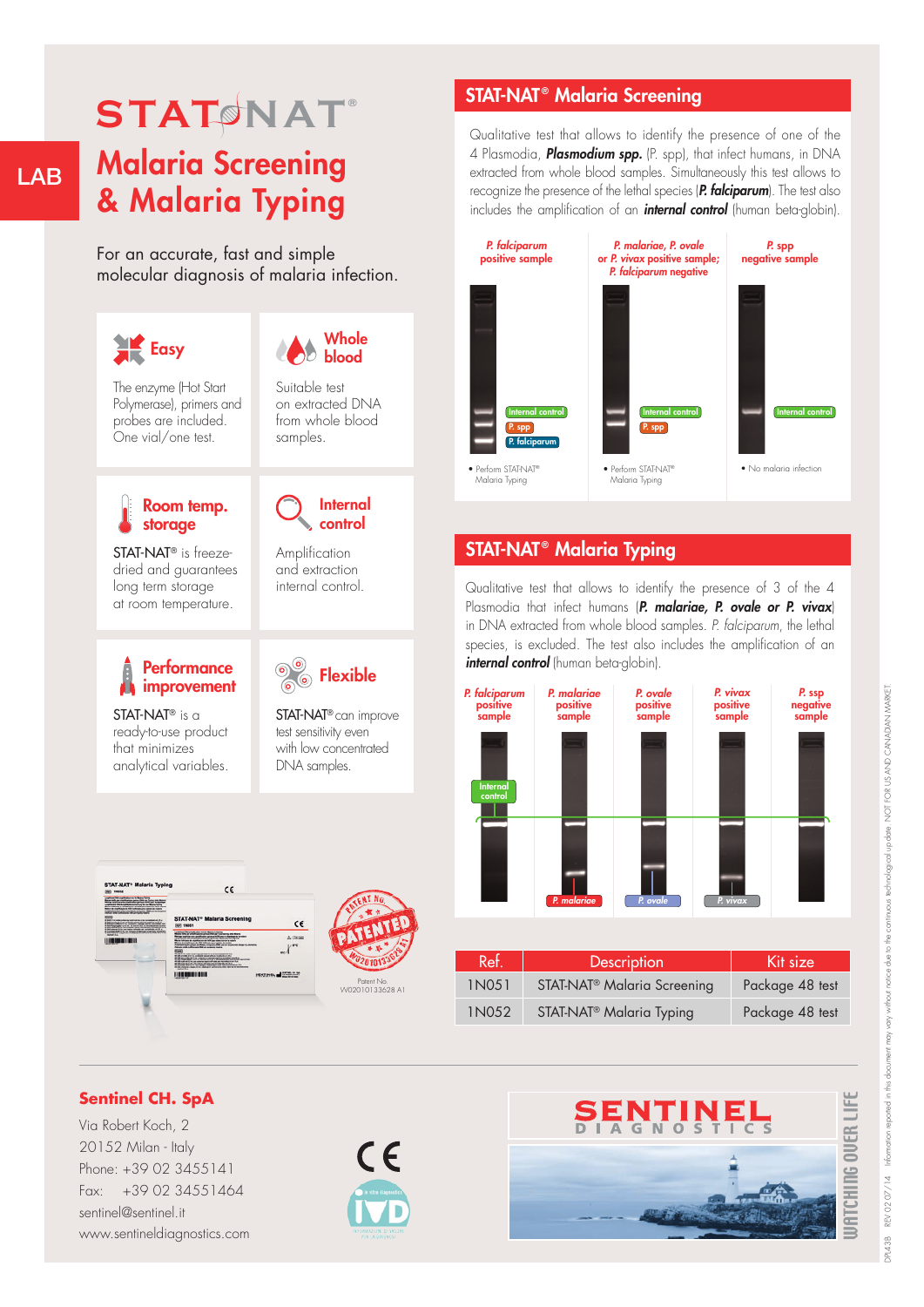LAB

# STAT-NAT®

# Malaria Screening & Malaria Typing

For an accurate, fast and simple molecular diagnosis of malaria infection.

### Easy

The enzyme (Hot Start Polymerase), primers and probes are included. One vial/one test.

### Whole blood

Suitable test on extracted DNA from whole blood samples.

### Room temp. storage

STAT-NAT® is freeze-dried and guarantees long term storage at room temperature.

### Internal control

Amplification and extraction internal control.

### Performance improvement

STAT-NAT® is a ready-to-use product that minimizes analytical variables.

### Flexible

STAT-NAT® can improve test sensitivity even with low concentrated DNA samples.

PATENTED

Patent No. WO2010133628 A1

## STAT-NAT® Malaria Screening

Qualitative test that allows to identify the presence of one of the 4 Plasmodia, ***Plasmodium spp.*** (P. spp), that infect humans, in DNA extracted from whole blood samples. Simultaneously this test allows to recognize the presence of the lethal species (***P. falciparum***). The test also includes the amplification of an ***internal control*** (human beta-globin).

*P. falciparum* positive sample

internal control
P. spp
P. falciparum

- Perform STAT-NAT® Malaria Typing

*P. malariae, P. ovale* or *P. vivax* positive sample; *P. falciparum* negative

internal control
P. spp

- Perform STAT-NAT® Malaria Typing

*P. spp* negative sample

internal control

- No malaria infection

## STAT-NAT® Malaria Typing

Qualitative test that allows to identify the presence of 3 of the 4 Plasmodia that infect humans (***P. malariae, P. ovale or P. vivax***) in DNA extracted from whole blood samples. *P. falciparum*, the lethal species, is excluded. The test also includes the amplification of an ***internal control*** (human beta-globin).

*P. falciparum* positive sample

*P. malariae* positive sample

*P. ovale* positive sample

*P. vivax* positive sample

*P. ssp* negative sample

Internal control

P. malariae

P. ovale

P. vivax

| Ref. | Description | Kit size |
|---|---|---|
| 1N051 | STAT-NAT® Malaria Screening | Package 48 test |
| 1N052 | STAT-NAT® Malaria Typing | Package 48 test |

**Sentinel CH. SpA**

Via Robert Koch, 2
20152 Milan - Italy
Phone: +39 02 3455141
Fax: +39 02 34551464
sentinel@sentinel.it
www.sentineldiagnostics.com

SENTINEL DIAGNOSTICS

WATCHING OVER LIFE

DR438 REV 02 07/14 Information reported in this document may vary without notice due to the continuous technological update. NOT FOR US AND CANADIAN MARKET.